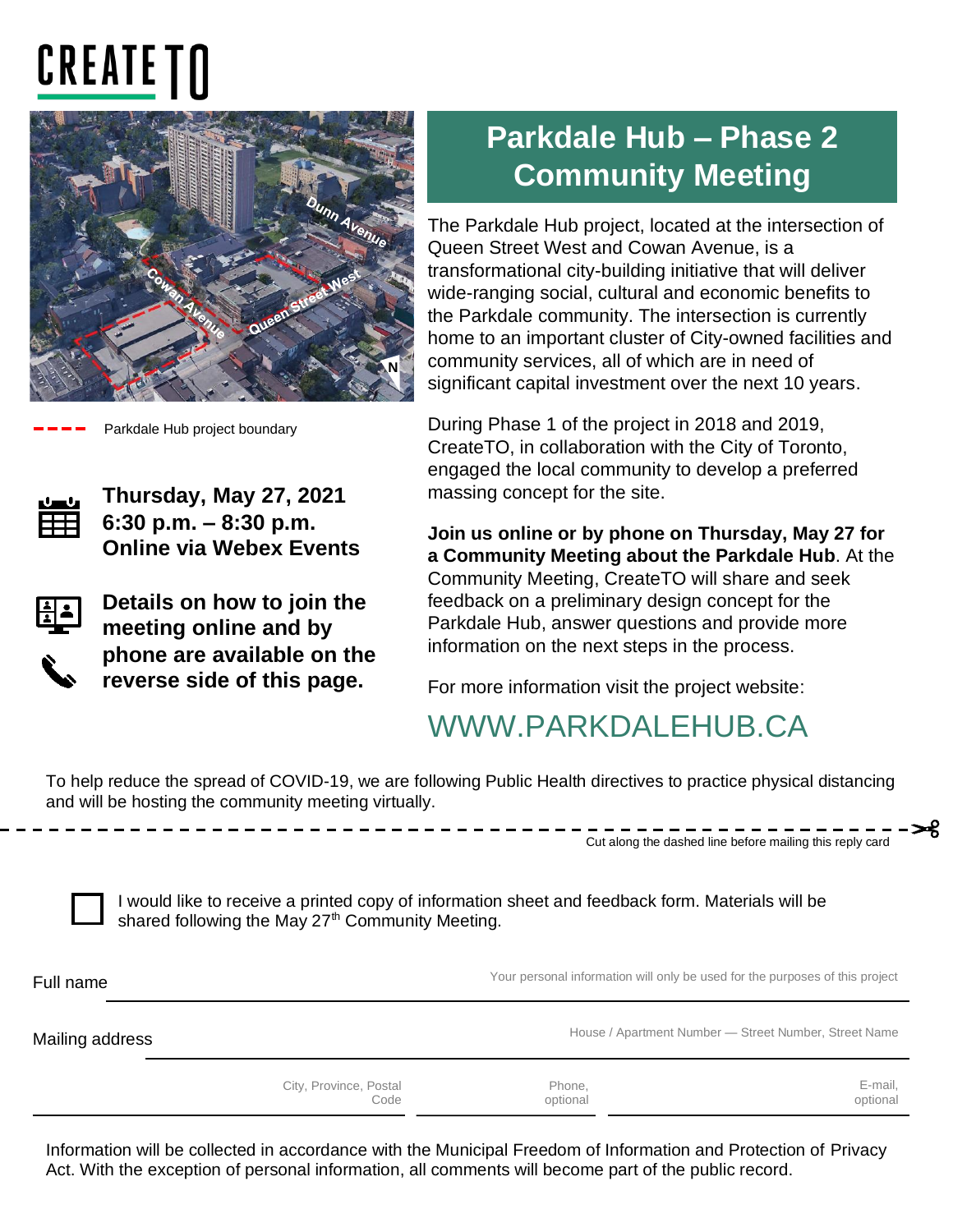CREATE TO

Dunn Avenue
Cowan Avenue
Queen Street West
N

Parkdale Hub project boundary

**Thursday, May 27, 2021**
**6:30 p.m. – 8:30 p.m.**
**Online via Webex Events**

**Details on how to join the meeting online and by phone are available on the reverse side of this page.**

# Parkdale Hub – Phase 2 Community Meeting

The Parkdale Hub project, located at the intersection of Queen Street West and Cowan Avenue, is a transformational city-building initiative that will deliver wide-ranging social, cultural and economic benefits to the Parkdale community. The intersection is currently home to an important cluster of City-owned facilities and community services, all of which are in need of significant capital investment over the next 10 years.

During Phase 1 of the project in 2018 and 2019, CreateTO, in collaboration with the City of Toronto, engaged the local community to develop a preferred massing concept for the site.

**Join us online or by phone on Thursday, May 27 for a Community Meeting about the Parkdale Hub**. At the Community Meeting, CreateTO will share and seek feedback on a preliminary design concept for the Parkdale Hub, answer questions and provide more information on the next steps in the process.

For more information visit the project website:

WWW.PARKDALEHUB.CA

To help reduce the spread of COVID-19, we are following Public Health directives to practice physical distancing and will be hosting the community meeting virtually.

Cut along the dashed line before mailing this reply card

☐ I would like to receive a printed copy of information sheet and feedback form. Materials will be shared following the May 27th Community Meeting.

Full name ______________________ Your personal information will only be used for the purposes of this project

Mailing address ______________________ House / Apartment Number — Street Number, Street Name

City, Province, Postal Code ______________ Phone, optional ______________ E-mail, optional ______________

Information will be collected in accordance with the Municipal Freedom of Information and Protection of Privacy Act. With the exception of personal information, all comments will become part of the public record.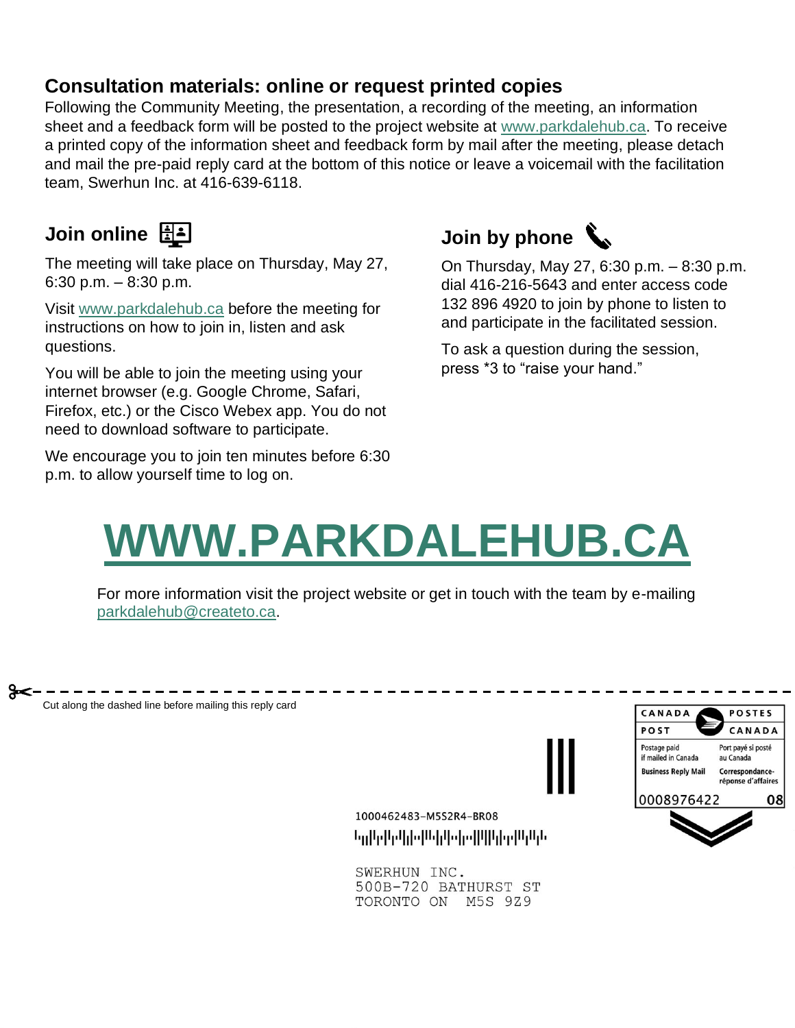## Consultation materials: online or request printed copies

Following the Community Meeting, the presentation, a recording of the meeting, an information sheet and a feedback form will be posted to the project website at [www.parkdalehub.ca](http://www.parkdalehub.ca). To receive a printed copy of the information sheet and feedback form by mail after the meeting, please detach and mail the pre-paid reply card at the bottom of this notice or leave a voicemail with the facilitation team, Swerhun Inc. at 416-639-6118.

## Join online

The meeting will take place on Thursday, May 27, 6:30 p.m. – 8:30 p.m.

Visit [www.parkdalehub.ca](http://www.parkdalehub.ca) before the meeting for instructions on how to join in, listen and ask questions.

You will be able to join the meeting using your internet browser (e.g. Google Chrome, Safari, Firefox, etc.) or the Cisco Webex app. You do not need to download software to participate.

We encourage you to join ten minutes before 6:30 p.m. to allow yourself time to log on.

## Join by phone

On Thursday, May 27, 6:30 p.m. – 8:30 p.m. dial 416-216-5643 and enter access code 132 896 4920 to join by phone to listen to and participate in the facilitated session.

To ask a question during the session, press *3 to "raise your hand."

# [WWW.PARKDALEHUB.CA](http://www.parkdalehub.ca)

For more information visit the project website or get in touch with the team by e-mailing [parkdalehub@createto.ca](mailto:parkdalehub@createto.ca).

Cut along the dashed line before mailing this reply card

CANADA POST | POSTES CANADA

Postage paid if mailed in Canada | Port payé si posté au Canada

Business Reply Mail | Correspondance-réponse d'affaires

0008976422 08

1000462483-M5S2R4-BR08

SWERHUN INC.
500B-720 BATHURST ST
TORONTO ON M5S 9Z9